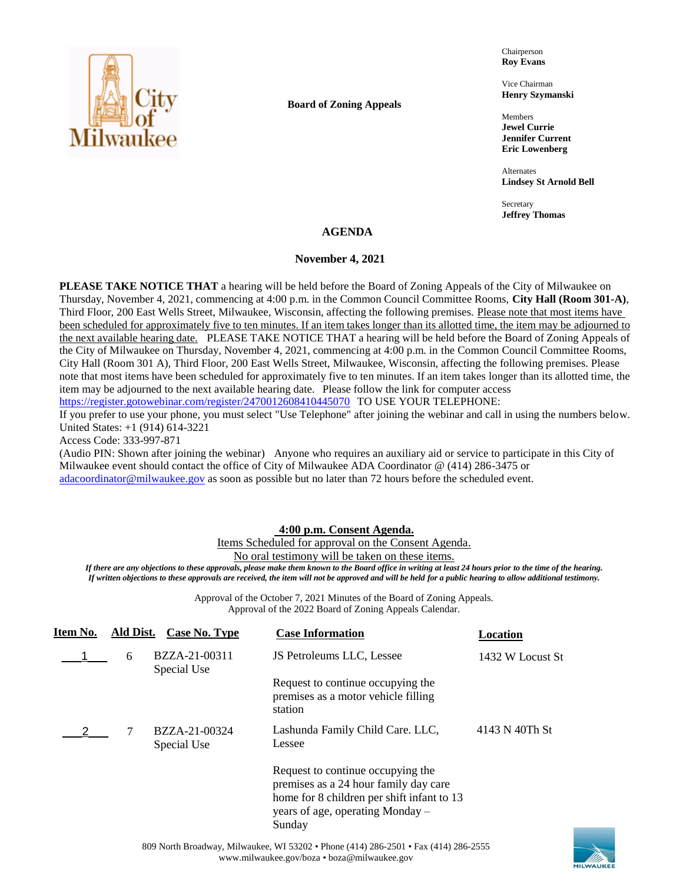Board of Zoning Appeals

Chairperson
**Roy Evans**

Vice Chairman
**Henry Szymanski**

Members
**Jewel Currie**
**Jennifer Current**
**Eric Lowenberg**

Alternates
**Lindsey St Arnold Bell**

Secretary
**Jeffrey Thomas**

# AGENDA

## November 4, 2021

**PLEASE TAKE NOTICE THAT** a hearing will be held before the Board of Zoning Appeals of the City of Milwaukee on Thursday, November 4, 2021, commencing at 4:00 p.m. in the Common Council Committee Rooms, **City Hall (Room 301-A)**, Third Floor, 200 East Wells Street, Milwaukee, Wisconsin, affecting the following premises. Please note that most items have been scheduled for approximately five to ten minutes. If an item takes longer than its allotted time, the item may be adjourned to the next available hearing date. PLEASE TAKE NOTICE THAT a hearing will be held before the Board of Zoning Appeals of the City of Milwaukee on Thursday, November 4, 2021, commencing at 4:00 p.m. in the Common Council Committee Rooms, City Hall (Room 301 A), Third Floor, 200 East Wells Street, Milwaukee, Wisconsin, affecting the following premises. Please note that most items have been scheduled for approximately five to ten minutes. If an item takes longer than its allotted time, the item may be adjourned to the next available hearing date. Please follow the link for computer access https://register.gotowebinar.com/register/2470012608410445070 TO USE YOUR TELEPHONE:
If you prefer to use your phone, you must select "Use Telephone" after joining the webinar and call in using the numbers below.
United States: +1 (914) 614-3221
Access Code: 333-997-871
(Audio PIN: Shown after joining the webinar) Anyone who requires an auxiliary aid or service to participate in this City of Milwaukee event should contact the office of City of Milwaukee ADA Coordinator @ (414) 286-3475 or adacoordinator@milwaukee.gov as soon as possible but no later than 72 hours before the scheduled event.

### 4:00 p.m. Consent Agenda.

Items Scheduled for approval on the Consent Agenda.
No oral testimony will be taken on these items.

***If there are any objections to these approvals, please make them known to the Board office in writing at least 24 hours prior to the time of the hearing. If written objections to these approvals are received, the item will not be approved and will be held for a public hearing to allow additional testimony.***

Approval of the October 7, 2021 Minutes of the Board of Zoning Appeals.
Approval of the 2022 Board of Zoning Appeals Calendar.

| Item No. | Ald Dist. | Case No. Type | Case Information | Location |
|---|---|---|---|---|
| 1 | 6 | BZZA-21-00311 Special Use | JS Petroleums LLC, Lessee<br><br>Request to continue occupying the premises as a motor vehicle filling station | 1432 W Locust St |
| 2 | 7 | BZZA-21-00324 Special Use | Lashunda Family Child Care. LLC, Lessee<br><br>Request to continue occupying the premises as a 24 hour family day care home for 8 children per shift infant to 13 years of age, operating Monday – Sunday | 4143 N 40Th St |

809 North Broadway, Milwaukee, WI 53202 • Phone (414) 286-2501 • Fax (414) 286-2555
www.milwaukee.gov/boza • boza@milwaukee.gov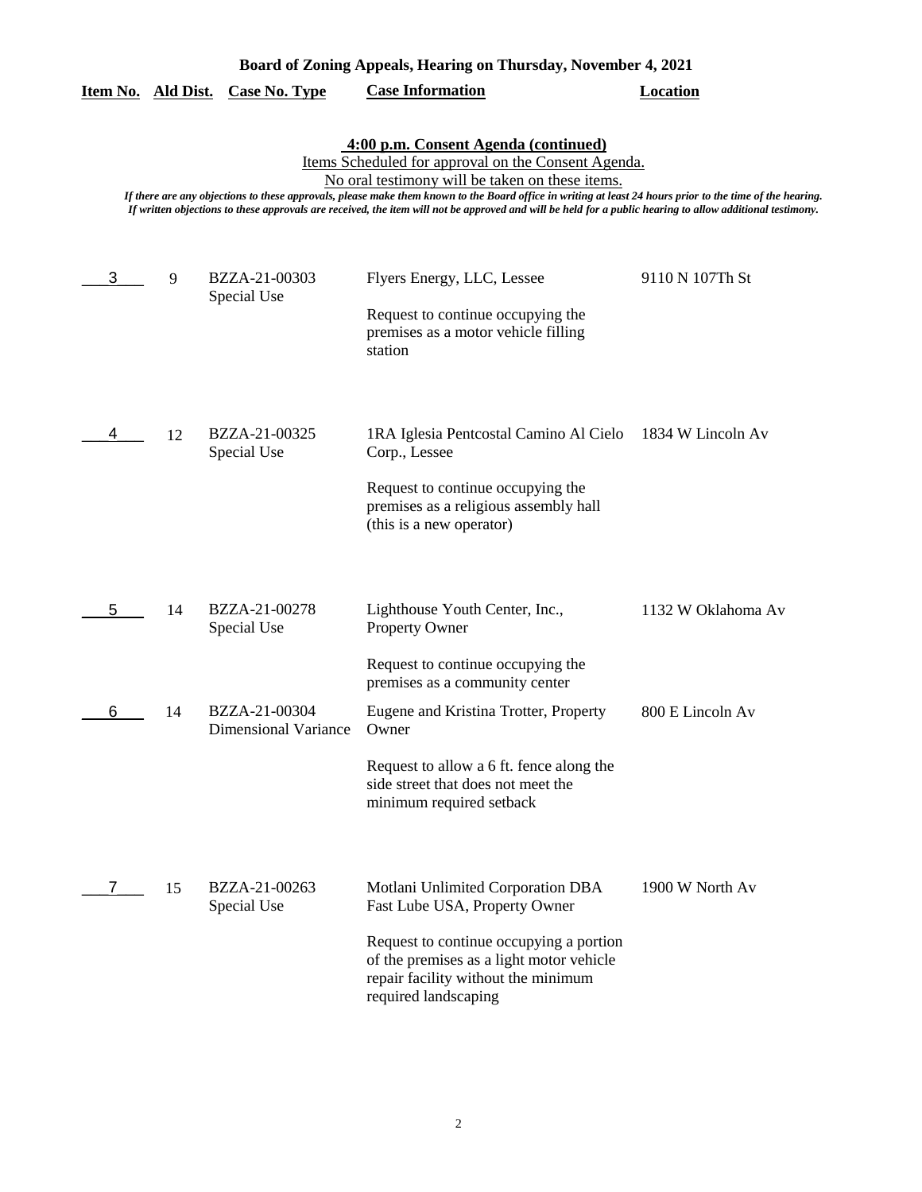**Board of Zoning Appeals, Hearing on Thursday, November 4, 2021**

| Item No. | Ald Dist. | Case No. Type | Case Information | Location |
|---|---|---|---|---|

**4:00 p.m. Consent Agenda (continued)**

Items Scheduled for approval on the Consent Agenda.

No oral testimony will be taken on these items.

*If there are any objections to these approvals, please make them known to the Board office in writing at least 24 hours prior to the time of the hearing. If written objections to these approvals are received, the item will not be approved and will be held for a public hearing to allow additional testimony.*

| Item No. | Ald Dist. | Case No. Type | Case Information | Location |
|---|---|---|---|---|
| 3 | 9 | BZZA-21-00303 Special Use | Flyers Energy, LLC, Lessee<br><br>Request to continue occupying the premises as a motor vehicle filling station | 9110 N 107Th St |
| 4 | 12 | BZZA-21-00325 Special Use | 1RA Iglesia Pentcostal Camino Al Cielo Corp., Lessee<br><br>Request to continue occupying the premises as a religious assembly hall (this is a new operator) | 1834 W Lincoln Av |
| 5 | 14 | BZZA-21-00278 Special Use | Lighthouse Youth Center, Inc., Property Owner<br><br>Request to continue occupying the premises as a community center | 1132 W Oklahoma Av |
| 6 | 14 | BZZA-21-00304 Dimensional Variance | Eugene and Kristina Trotter, Property Owner<br><br>Request to allow a 6 ft. fence along the side street that does not meet the minimum required setback | 800 E Lincoln Av |
| 7 | 15 | BZZA-21-00263 Special Use | Motlani Unlimited Corporation DBA Fast Lube USA, Property Owner<br><br>Request to continue occupying a portion of the premises as a light motor vehicle repair facility without the minimum required landscaping | 1900 W North Av |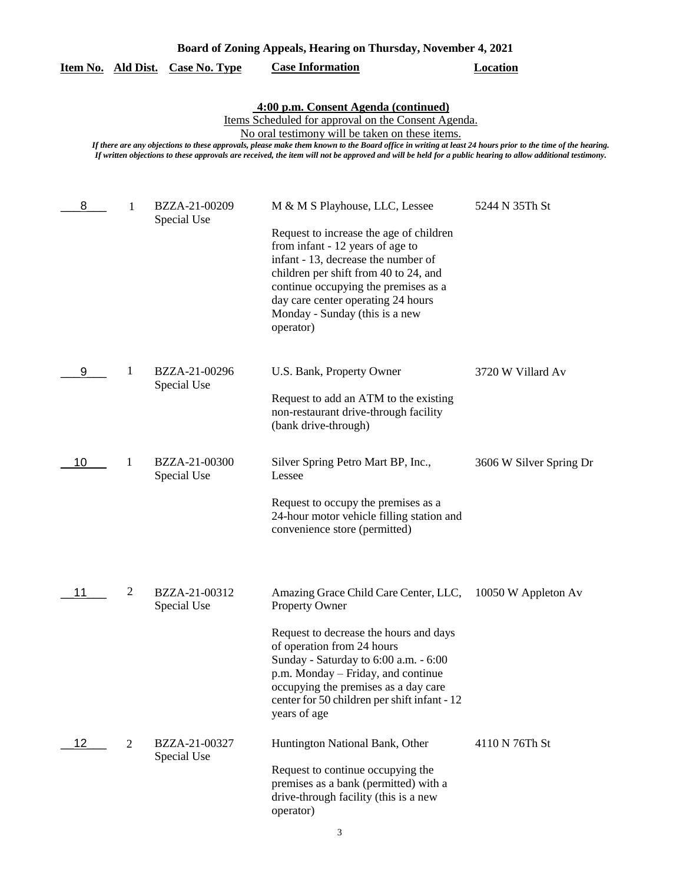**Board of Zoning Appeals, Hearing on Thursday, November 4, 2021**

**4:00 p.m. Consent Agenda (continued)**

Items Scheduled for approval on the Consent Agenda.

No oral testimony will be taken on these items.

*If there are any objections to these approvals, please make them known to the Board office in writing at least 24 hours prior to the time of the hearing. If written objections to these approvals are received, the item will not be approved and will be held for a public hearing to allow additional testimony.*

| Item No. | Ald Dist. | Case No. Type | Case Information | Location |
|---|---|---|---|---|
| 8 | 1 | BZZA-21-00209 Special Use | M & M S Playhouse, LLC, Lessee<br><br>Request to increase the age of children from infant - 12 years of age to infant - 13, decrease the number of children per shift from 40 to 24, and continue occupying the premises as a day care center operating 24 hours Monday - Sunday (this is a new operator) | 5244 N 35Th St |
| 9 | 1 | BZZA-21-00296 Special Use | U.S. Bank, Property Owner<br><br>Request to add an ATM to the existing non-restaurant drive-through facility (bank drive-through) | 3720 W Villard Av |
| 10 | 1 | BZZA-21-00300 Special Use | Silver Spring Petro Mart BP, Inc., Lessee<br><br>Request to occupy the premises as a 24-hour motor vehicle filling station and convenience store (permitted) | 3606 W Silver Spring Dr |
| 11 | 2 | BZZA-21-00312 Special Use | Amazing Grace Child Care Center, LLC, Property Owner<br><br>Request to decrease the hours and days of operation from 24 hours Sunday - Saturday to 6:00 a.m. - 6:00 p.m. Monday – Friday, and continue occupying the premises as a day care center for 50 children per shift infant - 12 years of age | 10050 W Appleton Av |
| 12 | 2 | BZZA-21-00327 Special Use | Huntington National Bank, Other<br><br>Request to continue occupying the premises as a bank (permitted) with a drive-through facility (this is a new operator) | 4110 N 76Th St |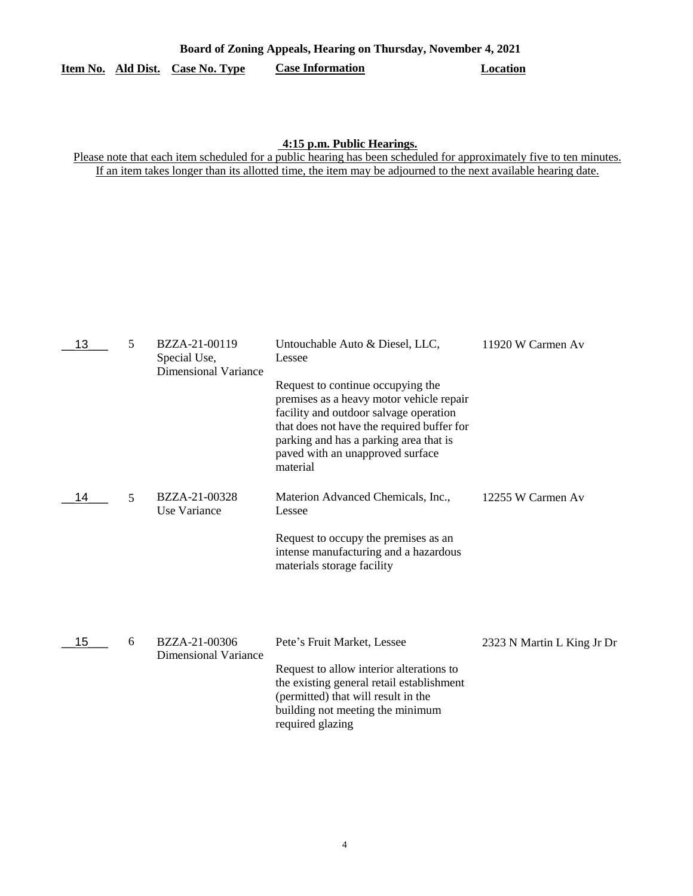**Board of Zoning Appeals, Hearing on Thursday, November 4, 2021**

**4:15 p.m. Public Hearings.**

Please note that each item scheduled for a public hearing has been scheduled for approximately five to ten minutes. If an item takes longer than its allotted time, the item may be adjourned to the next available hearing date.

| Item No. | Ald Dist. | Case No. Type | Case Information | Location |
|---|---|---|---|---|
| 13 | 5 | BZZA-21-00119 Special Use, Dimensional Variance | Untouchable Auto & Diesel, LLC, Lessee<br><br>Request to continue occupying the premises as a heavy motor vehicle repair facility and outdoor salvage operation that does not have the required buffer for parking and has a parking area that is paved with an unapproved surface material | 11920 W Carmen Av |
| 14 | 5 | BZZA-21-00328 Use Variance | Materion Advanced Chemicals, Inc., Lessee<br><br>Request to occupy the premises as an intense manufacturing and a hazardous materials storage facility | 12255 W Carmen Av |
| 15 | 6 | BZZA-21-00306 Dimensional Variance | Pete's Fruit Market, Lessee<br><br>Request to allow interior alterations to the existing general retail establishment (permitted) that will result in the building not meeting the minimum required glazing | 2323 N Martin L King Jr Dr |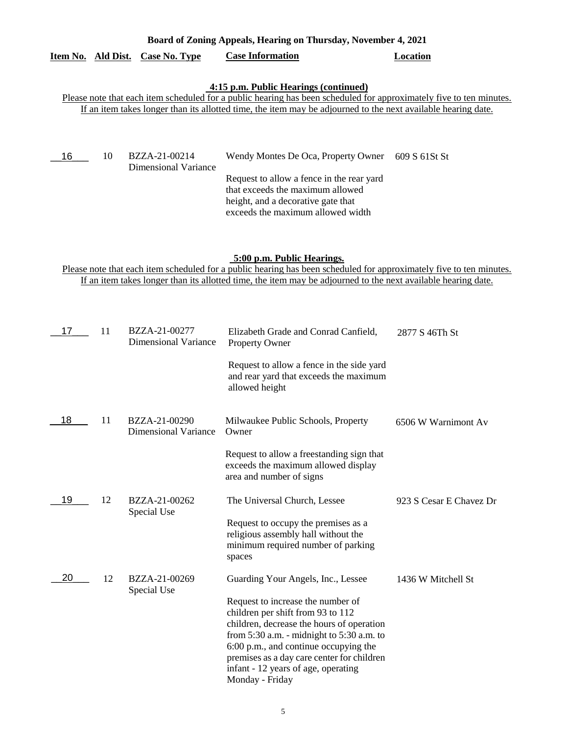**Board of Zoning Appeals, Hearing on Thursday, November 4, 2021**

| Item No. | Ald Dist. | Case No. Type | Case Information | Location |
|---|---|---|---|---|

**4:15 p.m. Public Hearings (continued)**

Please note that each item scheduled for a public hearing has been scheduled for approximately five to ten minutes. If an item takes longer than its allotted time, the item may be adjourned to the next available hearing date.

| Item No. | Ald Dist. | Case No. Type | Case Information | Location |
|---|---|---|---|---|
| 16 | 10 | BZZA-21-00214 Dimensional Variance | Wendy Montes De Oca, Property Owner<br><br>Request to allow a fence in the rear yard that exceeds the maximum allowed height, and a decorative gate that exceeds the maximum allowed width | 609 S 61St St |

**5:00 p.m. Public Hearings.**

Please note that each item scheduled for a public hearing has been scheduled for approximately five to ten minutes. If an item takes longer than its allotted time, the item may be adjourned to the next available hearing date.

| Item No. | Ald Dist. | Case No. Type | Case Information | Location |
|---|---|---|---|---|
| 17 | 11 | BZZA-21-00277 Dimensional Variance | Elizabeth Grade and Conrad Canfield, Property Owner<br><br>Request to allow a fence in the side yard and rear yard that exceeds the maximum allowed height | 2877 S 46Th St |
| 18 | 11 | BZZA-21-00290 Dimensional Variance | Milwaukee Public Schools, Property Owner<br><br>Request to allow a freestanding sign that exceeds the maximum allowed display area and number of signs | 6506 W Warnimont Av |
| 19 | 12 | BZZA-21-00262 Special Use | The Universal Church, Lessee<br><br>Request to occupy the premises as a religious assembly hall without the minimum required number of parking spaces | 923 S Cesar E Chavez Dr |
| 20 | 12 | BZZA-21-00269 Special Use | Guarding Your Angels, Inc., Lessee<br><br>Request to increase the number of children per shift from 93 to 112 children, decrease the hours of operation from 5:30 a.m. - midnight to 5:30 a.m. to 6:00 p.m., and continue occupying the premises as a day care center for children infant - 12 years of age, operating Monday - Friday | 1436 W Mitchell St |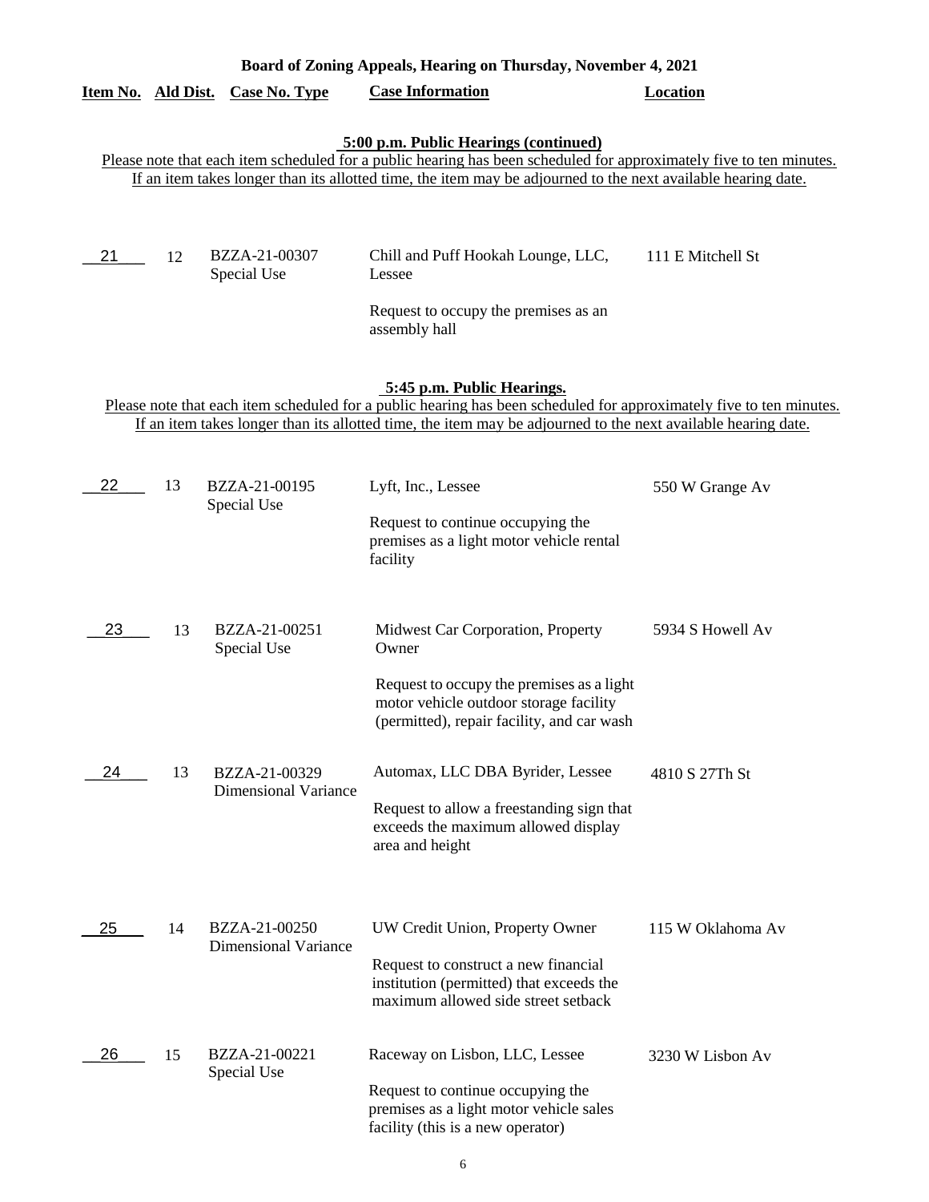**Board of Zoning Appeals, Hearing on Thursday, November 4, 2021**

**5:00 p.m. Public Hearings (continued)**

Please note that each item scheduled for a public hearing has been scheduled for approximately five to ten minutes. If an item takes longer than its allotted time, the item may be adjourned to the next available hearing date.

| Item No. | Ald Dist. | Case No. Type | Case Information | Location |
|---|---|---|---|---|
| 21 | 12 | BZZA-21-00307 Special Use | Chill and Puff Hookah Lounge, LLC, Lessee<br><br>Request to occupy the premises as an assembly hall | 111 E Mitchell St |

**5:45 p.m. Public Hearings.**

Please note that each item scheduled for a public hearing has been scheduled for approximately five to ten minutes. If an item takes longer than its allotted time, the item may be adjourned to the next available hearing date.

| Item No. | Ald Dist. | Case No. Type | Case Information | Location |
|---|---|---|---|---|
| 22 | 13 | BZZA-21-00195 Special Use | Lyft, Inc., Lessee<br><br>Request to continue occupying the premises as a light motor vehicle rental facility | 550 W Grange Av |
| 23 | 13 | BZZA-21-00251 Special Use | Midwest Car Corporation, Property Owner<br><br>Request to occupy the premises as a light motor vehicle outdoor storage facility (permitted), repair facility, and car wash | 5934 S Howell Av |
| 24 | 13 | BZZA-21-00329 Dimensional Variance | Automax, LLC DBA Byrider, Lessee<br><br>Request to allow a freestanding sign that exceeds the maximum allowed display area and height | 4810 S 27Th St |
| 25 | 14 | BZZA-21-00250 Dimensional Variance | UW Credit Union, Property Owner<br><br>Request to construct a new financial institution (permitted) that exceeds the maximum allowed side street setback | 115 W Oklahoma Av |
| 26 | 15 | BZZA-21-00221 Special Use | Raceway on Lisbon, LLC, Lessee<br><br>Request to continue occupying the premises as a light motor vehicle sales facility (this is a new operator) | 3230 W Lisbon Av |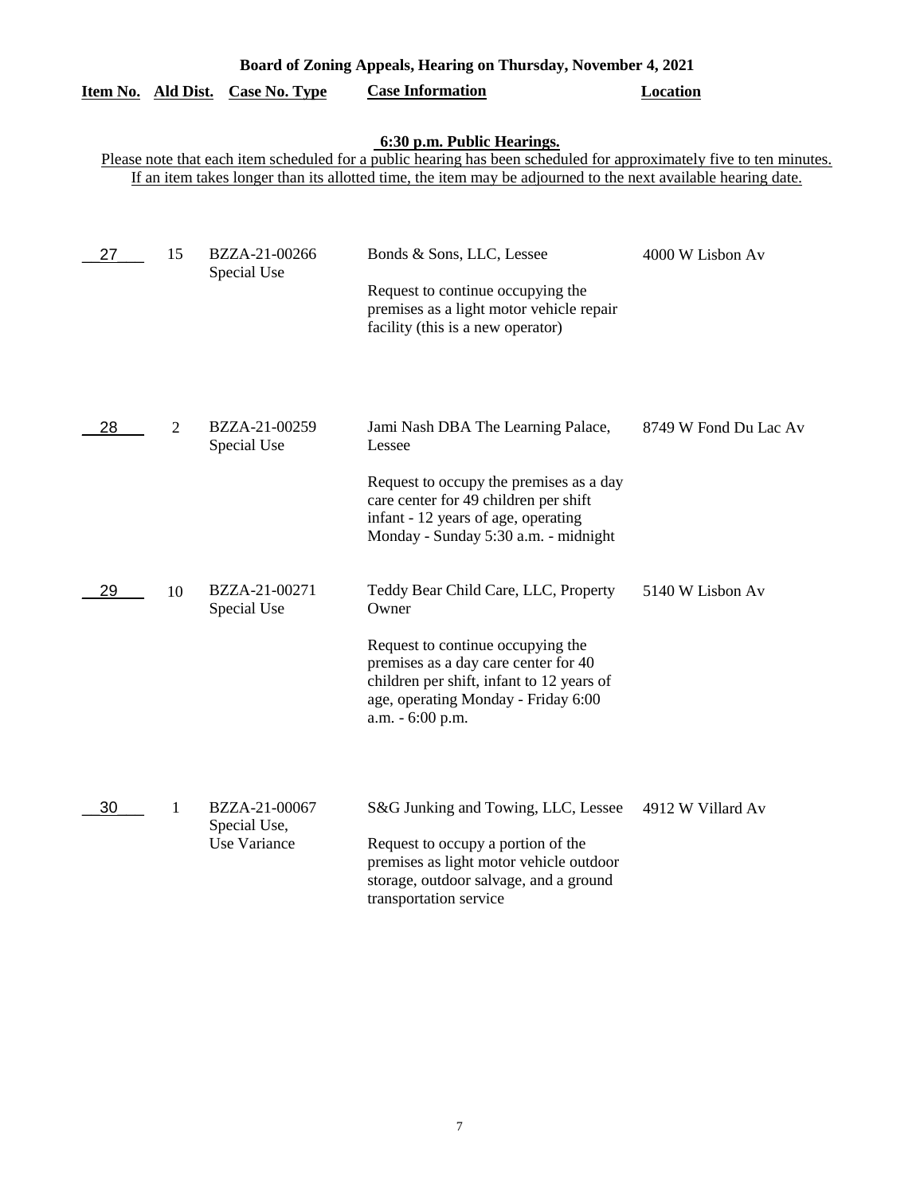**Board of Zoning Appeals, Hearing on Thursday, November 4, 2021**

**6:30 p.m. Public Hearings.**

Please note that each item scheduled for a public hearing has been scheduled for approximately five to ten minutes. If an item takes longer than its allotted time, the item may be adjourned to the next available hearing date.

| Item No. | Ald Dist. | Case No. Type | Case Information | Location |
|---|---|---|---|---|
| 27 | 15 | BZZA-21-00266 Special Use | Bonds & Sons, LLC, Lessee<br><br>Request to continue occupying the premises as a light motor vehicle repair facility (this is a new operator) | 4000 W Lisbon Av |
| 28 | 2 | BZZA-21-00259 Special Use | Jami Nash DBA The Learning Palace, Lessee<br><br>Request to occupy the premises as a day care center for 49 children per shift infant - 12 years of age, operating Monday - Sunday 5:30 a.m. - midnight | 8749 W Fond Du Lac Av |
| 29 | 10 | BZZA-21-00271 Special Use | Teddy Bear Child Care, LLC, Property Owner<br><br>Request to continue occupying the premises as a day care center for 40 children per shift, infant to 12 years of age, operating Monday - Friday 6:00 a.m. - 6:00 p.m. | 5140 W Lisbon Av |
| 30 | 1 | BZZA-21-00067 Special Use, Use Variance | S&G Junking and Towing, LLC, Lessee<br><br>Request to occupy a portion of the premises as light motor vehicle outdoor storage, outdoor salvage, and a ground transportation service | 4912 W Villard Av |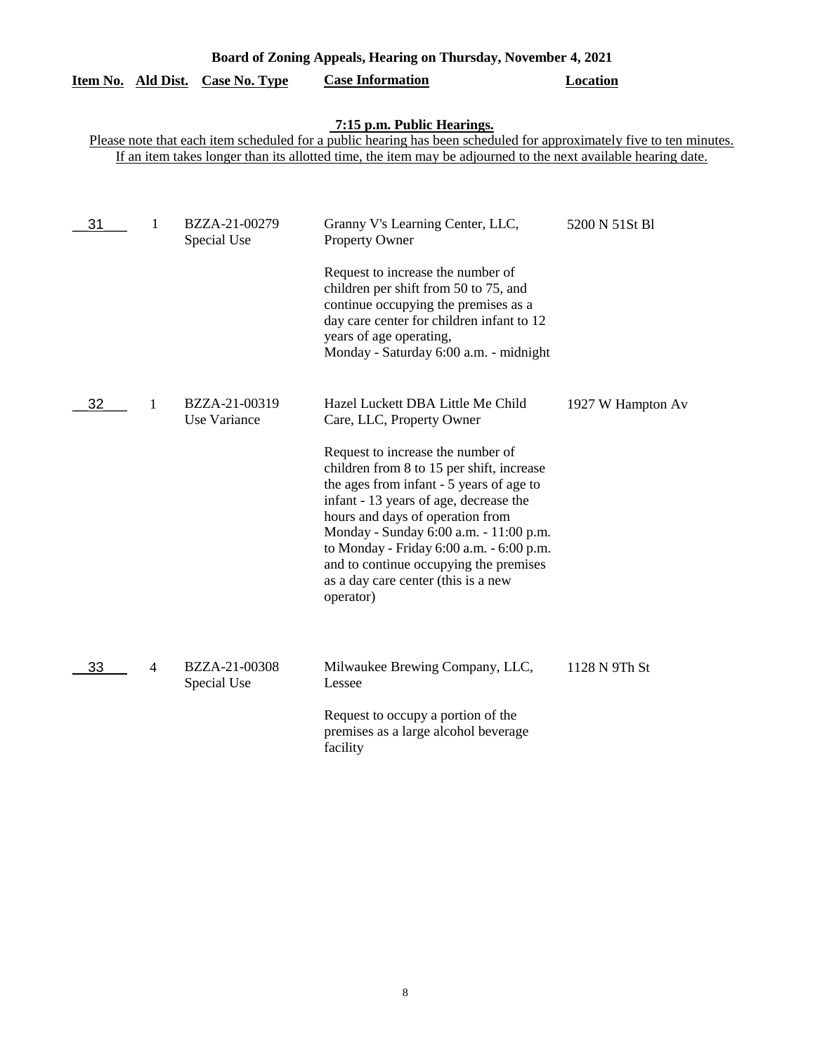**Board of Zoning Appeals, Hearing on Thursday, November 4, 2021**

| Item No. | Ald Dist. | Case No. Type | Case Information | Location |
|---|---|---|---|---|

**7:15 p.m. Public Hearings.**

Please note that each item scheduled for a public hearing has been scheduled for approximately five to ten minutes. If an item takes longer than its allotted time, the item may be adjourned to the next available hearing date.

| Item No. | Ald Dist. | Case No. Type | Case Information | Location |
|---|---|---|---|---|
| 31 | 1 | BZZA-21-00279 Special Use | Granny V's Learning Center, LLC, Property Owner<br><br>Request to increase the number of children per shift from 50 to 75, and continue occupying the premises as a day care center for children infant to 12 years of age operating, Monday - Saturday 6:00 a.m. - midnight | 5200 N 51St Bl |
| 32 | 1 | BZZA-21-00319 Use Variance | Hazel Luckett DBA Little Me Child Care, LLC, Property Owner<br><br>Request to increase the number of children from 8 to 15 per shift, increase the ages from infant - 5 years of age to infant - 13 years of age, decrease the hours and days of operation from Monday - Sunday 6:00 a.m. - 11:00 p.m. to Monday - Friday 6:00 a.m. - 6:00 p.m. and to continue occupying the premises as a day care center (this is a new operator) | 1927 W Hampton Av |
| 33 | 4 | BZZA-21-00308 Special Use | Milwaukee Brewing Company, LLC, Lessee<br><br>Request to occupy a portion of the premises as a large alcohol beverage facility | 1128 N 9Th St |